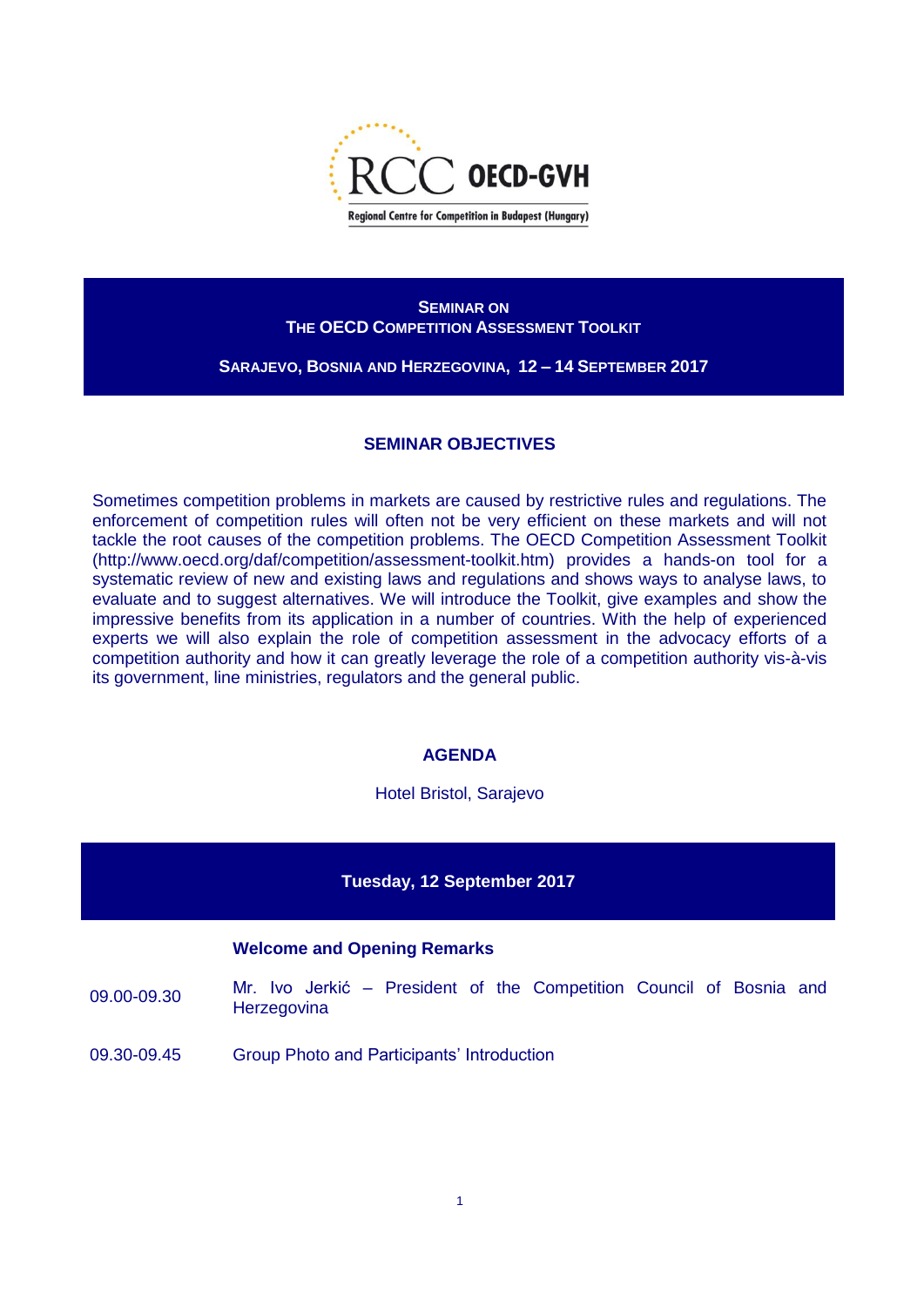RCC OECD-GVH

Regional Centre for Competition in Budapest (Hungary)

# SEMINAR ON THE OECD COMPETITION ASSESSMENT TOOLKIT

**SARAJEVO, BOSNIA AND HERZEGOVINA, 12 – 14 SEPTEMBER 2017**

## SEMINAR OBJECTIVES

Sometimes competition problems in markets are caused by restrictive rules and regulations. The enforcement of competition rules will often not be very efficient on these markets and will not tackle the root causes of the competition problems. The OECD Competition Assessment Toolkit (http://www.oecd.org/daf/competition/assessment-toolkit.htm) provides a hands-on tool for a systematic review of new and existing laws and regulations and shows ways to analyse laws, to evaluate and to suggest alternatives. We will introduce the Toolkit, give examples and show the impressive benefits from its application in a number of countries. With the help of experienced experts we will also explain the role of competition assessment in the advocacy efforts of a competition authority and how it can greatly leverage the role of a competition authority vis-à-vis its government, line ministries, regulators and the general public.

## AGENDA

Hotel Bristol, Sarajevo

### Tuesday, 12 September 2017

| | **Welcome and Opening Remarks** |
|---|---|
| 09.00-09.30 | Mr. Ivo Jerkić – President of the Competition Council of Bosnia and Herzegovina |
| 09.30-09.45 | Group Photo and Participants' Introduction |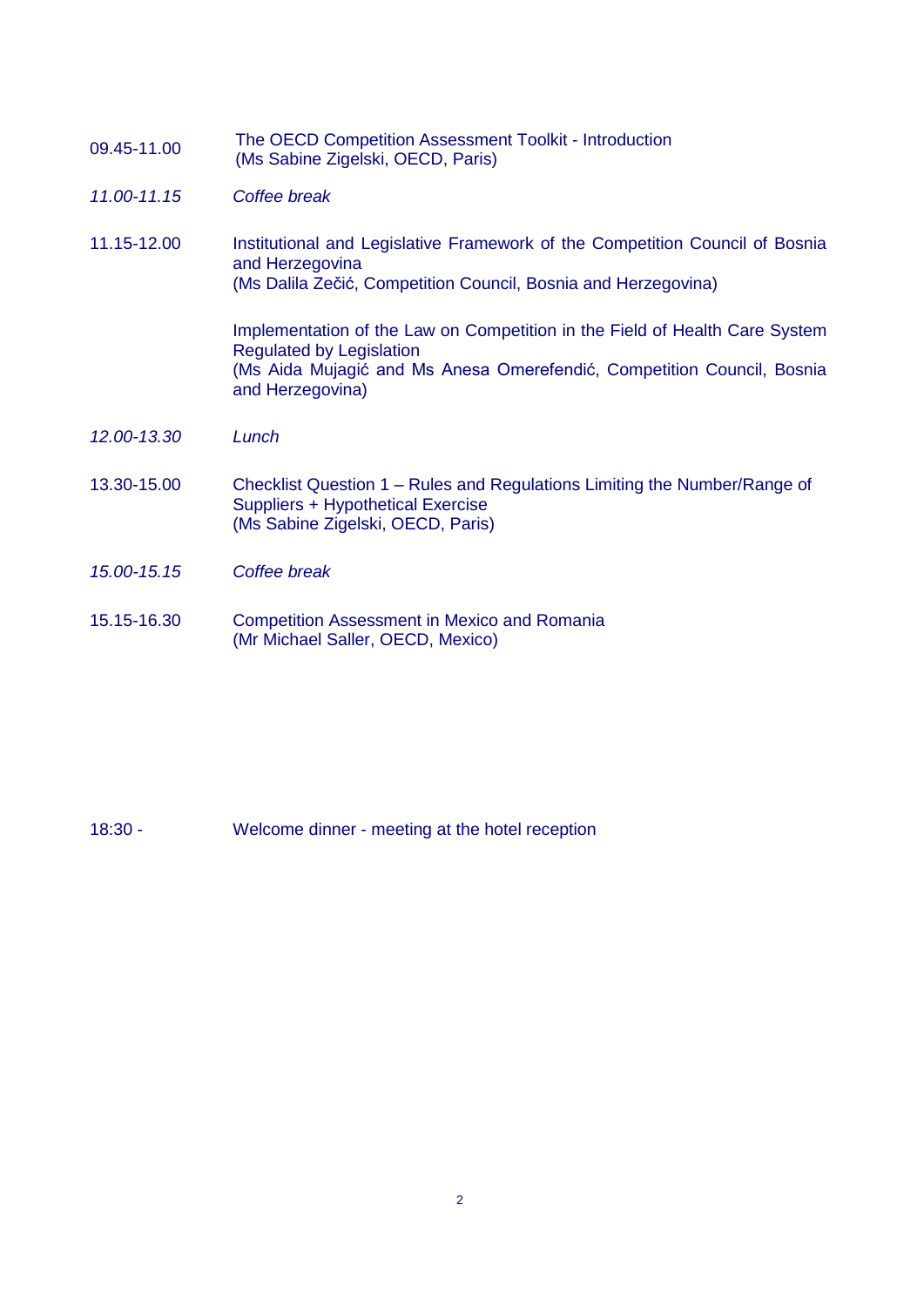| | |
|---|---|
| 09.45-11.00 | The OECD Competition Assessment Toolkit - Introduction<br>(Ms Sabine Zigelski, OECD, Paris) |
| *11.00-11.15* | *Coffee break* |
| 11.15-12.00 | Institutional and Legislative Framework of the Competition Council of Bosnia and Herzegovina<br>(Ms Dalila Zečić, Competition Council, Bosnia and Herzegovina)<br><br>Implementation of the Law on Competition in the Field of Health Care System Regulated by Legislation<br>(Ms Aida Mujagić and Ms Anesa Omerefendić, Competition Council, Bosnia and Herzegovina) |
| *12.00-13.30* | *Lunch* |
| 13.30-15.00 | Checklist Question 1 – Rules and Regulations Limiting the Number/Range of Suppliers + Hypothetical Exercise<br>(Ms Sabine Zigelski, OECD, Paris) |
| *15.00-15.15* | *Coffee break* |
| 15.15-16.30 | Competition Assessment in Mexico and Romania<br>(Mr Michael Saller, OECD, Mexico) |
| 18:30 - | Welcome dinner - meeting at the hotel reception |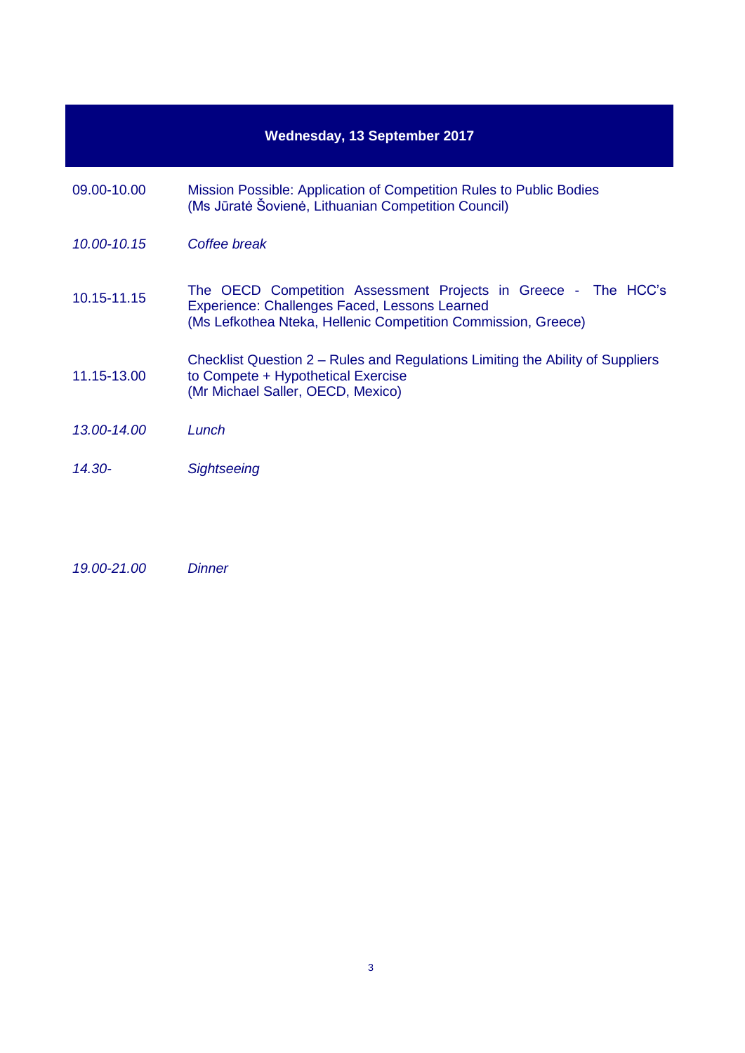## Wednesday, 13 September 2017

| | |
|---|---|
| 09.00-10.00 | Mission Possible: Application of Competition Rules to Public Bodies<br>(Ms Jūratė Šovienė, Lithuanian Competition Council) |
| *10.00-10.15* | *Coffee break* |
| 10.15-11.15 | The OECD Competition Assessment Projects in Greece - The HCC's Experience: Challenges Faced, Lessons Learned<br>(Ms Lefkothea Nteka, Hellenic Competition Commission, Greece) |
| 11.15-13.00 | Checklist Question 2 – Rules and Regulations Limiting the Ability of Suppliers to Compete + Hypothetical Exercise<br>(Mr Michael Saller, OECD, Mexico) |
| *13.00-14.00* | *Lunch* |
| *14.30-* | *Sightseeing* |
| *19.00-21.00* | *Dinner* |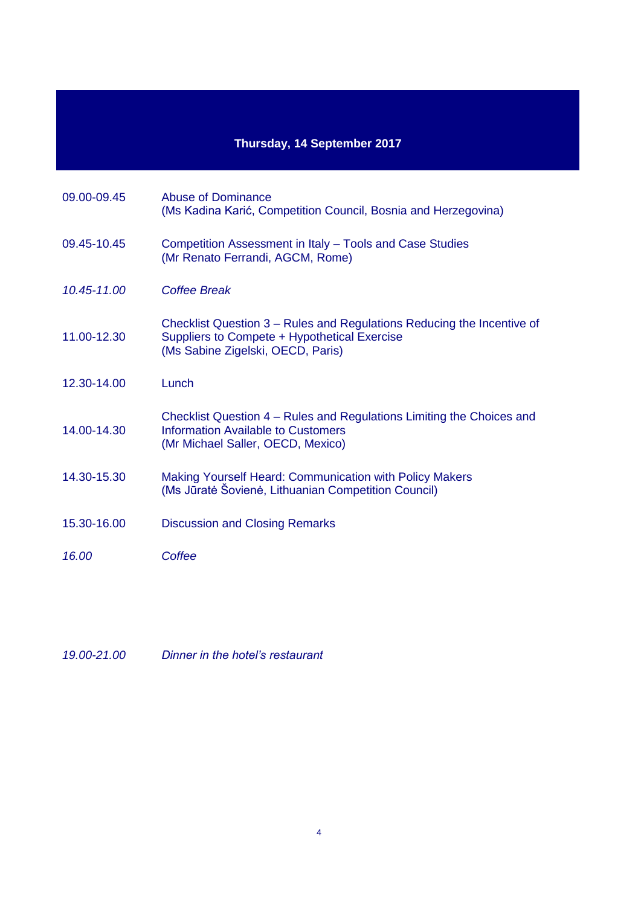## Thursday, 14 September 2017

| | |
|---|---|
| 09.00-09.45 | Abuse of Dominance<br>(Ms Kadina Karić, Competition Council, Bosnia and Herzegovina) |
| 09.45-10.45 | Competition Assessment in Italy – Tools and Case Studies<br>(Mr Renato Ferrandi, AGCM, Rome) |
| *10.45-11.00* | *Coffee Break* |
| 11.00-12.30 | Checklist Question 3 – Rules and Regulations Reducing the Incentive of Suppliers to Compete + Hypothetical Exercise<br>(Ms Sabine Zigelski, OECD, Paris) |
| 12.30-14.00 | Lunch |
| 14.00-14.30 | Checklist Question 4 – Rules and Regulations Limiting the Choices and Information Available to Customers<br>(Mr Michael Saller, OECD, Mexico) |
| 14.30-15.30 | Making Yourself Heard: Communication with Policy Makers<br>(Ms Jūratė Šovienė, Lithuanian Competition Council) |
| 15.30-16.00 | Discussion and Closing Remarks |
| *16.00* | *Coffee* |
| *19.00-21.00* | *Dinner in the hotel's restaurant* |